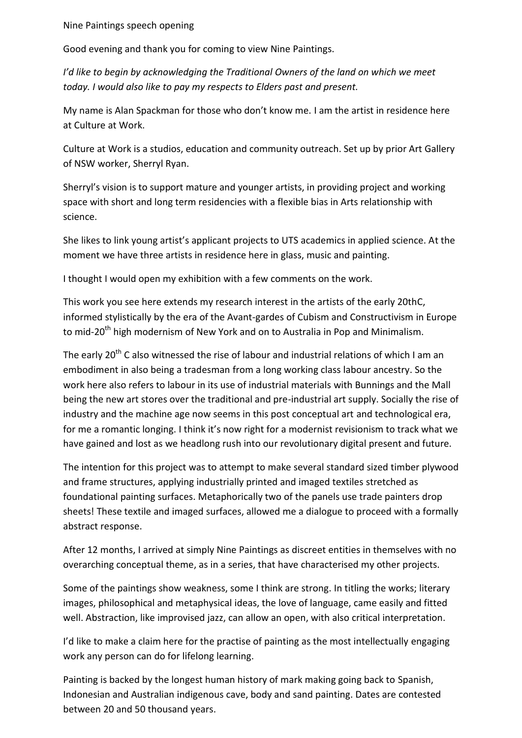Nine Paintings speech opening

Good evening and thank you for coming to view Nine Paintings.

*I'd like to begin by acknowledging the Traditional Owners of the land on which we meet today. I would also like to pay my respects to Elders past and present.*

My name is Alan Spackman for those who don't know me. I am the artist in residence here at Culture at Work.

Culture at Work is a studios, education and community outreach. Set up by prior Art Gallery of NSW worker, Sherryl Ryan.

Sherryl's vision is to support mature and younger artists, in providing project and working space with short and long term residencies with a flexible bias in Arts relationship with science.

She likes to link young artist's applicant projects to UTS academics in applied science. At the moment we have three artists in residence here in glass, music and painting.

I thought I would open my exhibition with a few comments on the work.

This work you see here extends my research interest in the artists of the early 20thC, informed stylistically by the era of the Avant-gardes of Cubism and Constructivism in Europe to mid-20th high modernism of New York and on to Australia in Pop and Minimalism.

The early 20th C also witnessed the rise of labour and industrial relations of which I am an embodiment in also being a tradesman from a long working class labour ancestry. So the work here also refers to labour in its use of industrial materials with Bunnings and the Mall being the new art stores over the traditional and pre-industrial art supply. Socially the rise of industry and the machine age now seems in this post conceptual art and technological era, for me a romantic longing. I think it's now right for a modernist revisionism to track what we have gained and lost as we headlong rush into our revolutionary digital present and future.

The intention for this project was to attempt to make several standard sized timber plywood and frame structures, applying industrially printed and imaged textiles stretched as foundational painting surfaces. Metaphorically two of the panels use trade painters drop sheets! These textile and imaged surfaces, allowed me a dialogue to proceed with a formally abstract response.

After 12 months, I arrived at simply Nine Paintings as discreet entities in themselves with no overarching conceptual theme, as in a series, that have characterised my other projects.

Some of the paintings show weakness, some I think are strong. In titling the works; literary images, philosophical and metaphysical ideas, the love of language, came easily and fitted well. Abstraction, like improvised jazz, can allow an open, with also critical interpretation.

I'd like to make a claim here for the practise of painting as the most intellectually engaging work any person can do for lifelong learning.

Painting is backed by the longest human history of mark making going back to Spanish, Indonesian and Australian indigenous cave, body and sand painting. Dates are contested between 20 and 50 thousand years.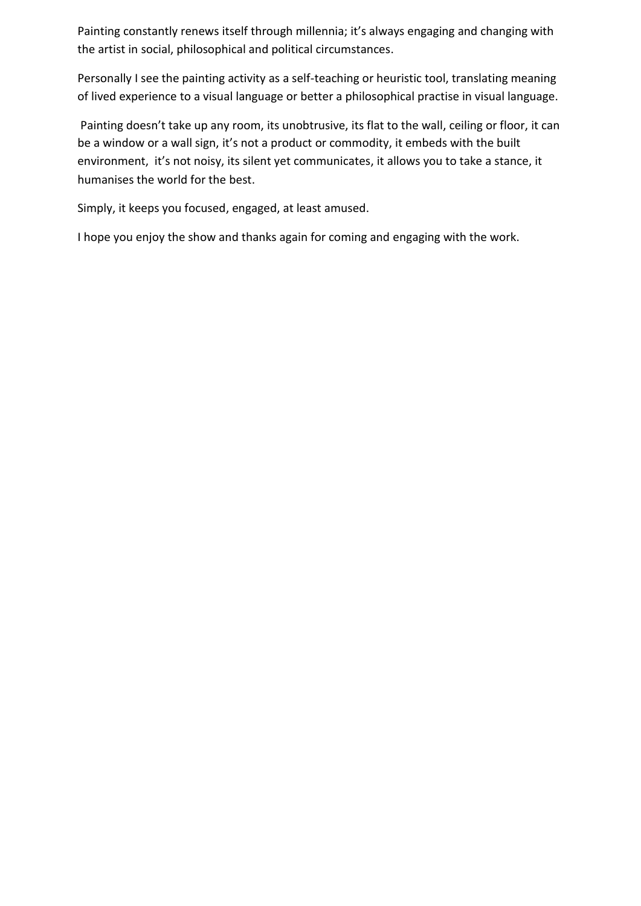Painting constantly renews itself through millennia; it's always engaging and changing with the artist in social, philosophical and political circumstances.

Personally I see the painting activity as a self-teaching or heuristic tool, translating meaning of lived experience to a visual language or better a philosophical practise in visual language.

Painting doesn't take up any room, its unobtrusive, its flat to the wall, ceiling or floor, it can be a window or a wall sign, it's not a product or commodity, it embeds with the built environment, it's not noisy, its silent yet communicates, it allows you to take a stance, it humanises the world for the best.

Simply, it keeps you focused, engaged, at least amused.

I hope you enjoy the show and thanks again for coming and engaging with the work.